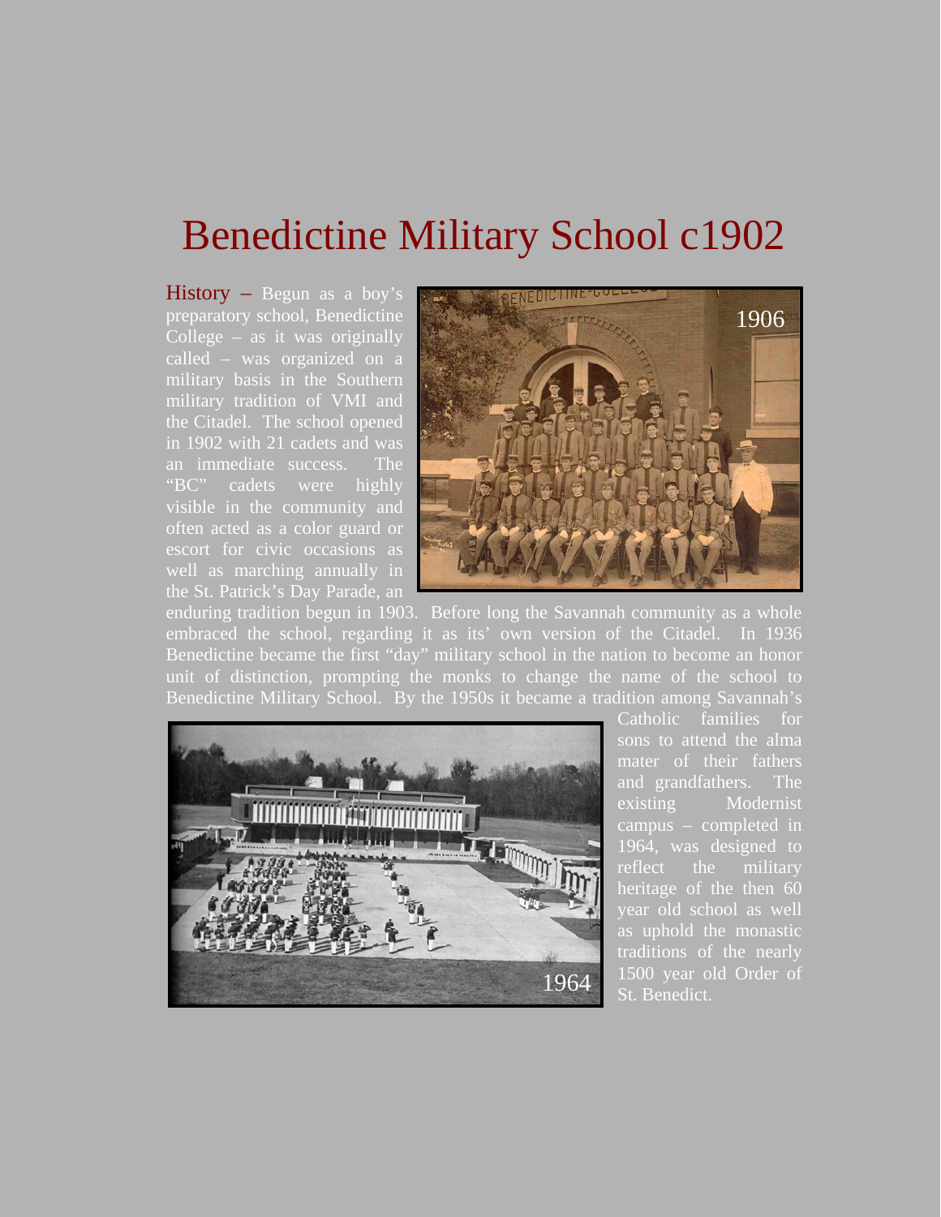# Benedictine Military School c1902

History – Begun as a boy's preparatory school, Benedictine College – as it was originally called – was organized on a military basis in the Southern military tradition of VMI and the Citadel. The school opened in 1902 with 21 cadets and was an immediate success. The "BC" cadets were highly visible in the community and often acted as a color guard or escort for civic occasions as well as marching annually in the St. Patrick's Day Parade, an enduring tradition begun in 1903. Before long the Savannah community as a whole embraced the school, regarding it as its' own version of the Citadel. In 1936 Benedictine became the first "day" military school in the nation to become an honor unit of distinction, prompting the monks to change the name of the school to Benedictine Military School. By the 1950s it became a tradition among Savannah's Catholic families for sons to attend the alma mater of their fathers and grandfathers. The existing Modernist campus – completed in 1964, was designed to reflect the military heritage of the then 60 year old school as well as uphold the monastic traditions of the nearly 1500 year old Order of St. Benedict.

1906

1964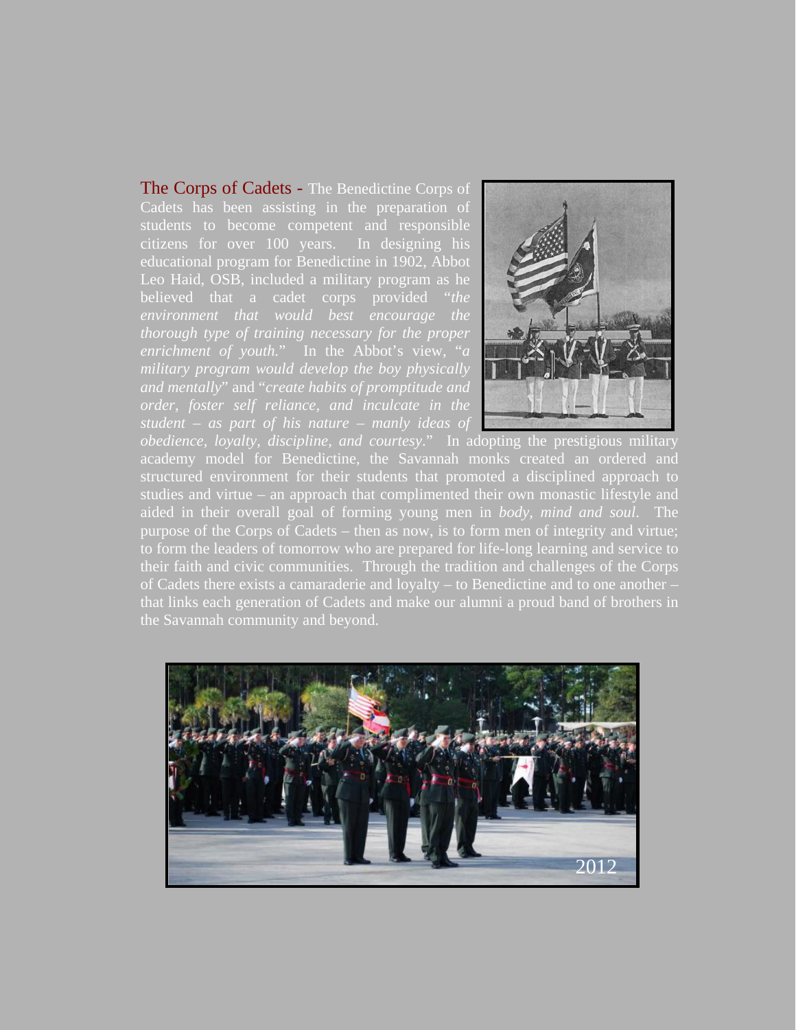The Corps of Cadets - The Benedictine Corps of Cadets has been assisting in the preparation of students to become competent and responsible citizens for over 100 years. In designing his educational program for Benedictine in 1902, Abbot Leo Haid, OSB, included a military program as he believed that a cadet corps provided "*the environment that would best encourage the thorough type of training necessary for the proper enrichment of youth.*" In the Abbot's view, "*a military program would develop the boy physically and mentally*" and "*create habits of promptitude and order, foster self reliance, and inculcate in the student – as part of his nature – manly ideas of obedience, loyalty, discipline, and courtesy*." In adopting the prestigious military academy model for Benedictine, the Savannah monks created an ordered and structured environment for their students that promoted a disciplined approach to studies and virtue – an approach that complimented their own monastic lifestyle and aided in their overall goal of forming young men in *body, mind and soul.* The purpose of the Corps of Cadets – then as now, is to form men of integrity and virtue; to form the leaders of tomorrow who are prepared for life-long learning and service to their faith and civic communities. Through the tradition and challenges of the Corps of Cadets there exists a camaraderie and loyalty – to Benedictine and to one another – that links each generation of Cadets and make our alumni a proud band of brothers in the Savannah community and beyond.

2012